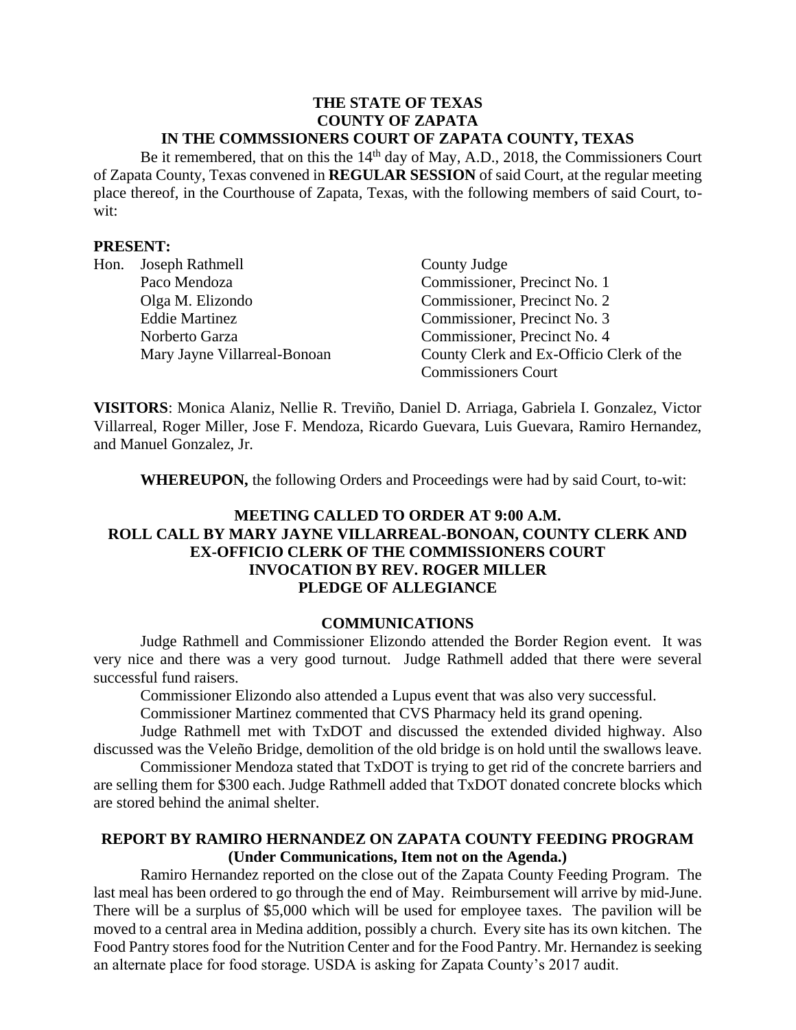**THE STATE OF TEXAS**
**COUNTY OF ZAPATA**
**IN THE COMMSSIONERS COURT OF ZAPATA COUNTY, TEXAS**

Be it remembered, that on this the 14th day of May, A.D., 2018, the Commissioners Court of Zapata County, Texas convened in **REGULAR SESSION** of said Court, at the regular meeting place thereof, in the Courthouse of Zapata, Texas, with the following members of said Court, to-wit:

**PRESENT:**

| | | |
|---|---|---|
| Hon. | Joseph Rathmell | County Judge |
| | Paco Mendoza | Commissioner, Precinct No. 1 |
| | Olga M. Elizondo | Commissioner, Precinct No. 2 |
| | Eddie Martinez | Commissioner, Precinct No. 3 |
| | Norberto Garza | Commissioner, Precinct No. 4 |
| | Mary Jayne Villarreal-Bonoan | County Clerk and Ex-Officio Clerk of the Commissioners Court |

**VISITORS**: Monica Alaniz, Nellie R. Treviño, Daniel D. Arriaga, Gabriela I. Gonzalez, Victor Villarreal, Roger Miller, Jose F. Mendoza, Ricardo Guevara, Luis Guevara, Ramiro Hernandez, and Manuel Gonzalez, Jr.

**WHEREUPON,** the following Orders and Proceedings were had by said Court, to-wit:

## MEETING CALLED TO ORDER AT 9:00 A.M.
## ROLL CALL BY MARY JAYNE VILLARREAL-BONOAN, COUNTY CLERK AND EX-OFFICIO CLERK OF THE COMMISSIONERS COURT
## INVOCATION BY REV. ROGER MILLER
## PLEDGE OF ALLEGIANCE

### COMMUNICATIONS

Judge Rathmell and Commissioner Elizondo attended the Border Region event. It was very nice and there was a very good turnout. Judge Rathmell added that there were several successful fund raisers.

Commissioner Elizondo also attended a Lupus event that was also very successful.

Commissioner Martinez commented that CVS Pharmacy held its grand opening.

Judge Rathmell met with TxDOT and discussed the extended divided highway. Also discussed was the Veleño Bridge, demolition of the old bridge is on hold until the swallows leave.

Commissioner Mendoza stated that TxDOT is trying to get rid of the concrete barriers and are selling them for $300 each. Judge Rathmell added that TxDOT donated concrete blocks which are stored behind the animal shelter.

### REPORT BY RAMIRO HERNANDEZ ON ZAPATA COUNTY FEEDING PROGRAM
**(Under Communications, Item not on the Agenda.)**

Ramiro Hernandez reported on the close out of the Zapata County Feeding Program. The last meal has been ordered to go through the end of May. Reimbursement will arrive by mid-June. There will be a surplus of $5,000 which will be used for employee taxes. The pavilion will be moved to a central area in Medina addition, possibly a church. Every site has its own kitchen. The Food Pantry stores food for the Nutrition Center and for the Food Pantry. Mr. Hernandez is seeking an alternate place for food storage. USDA is asking for Zapata County's 2017 audit.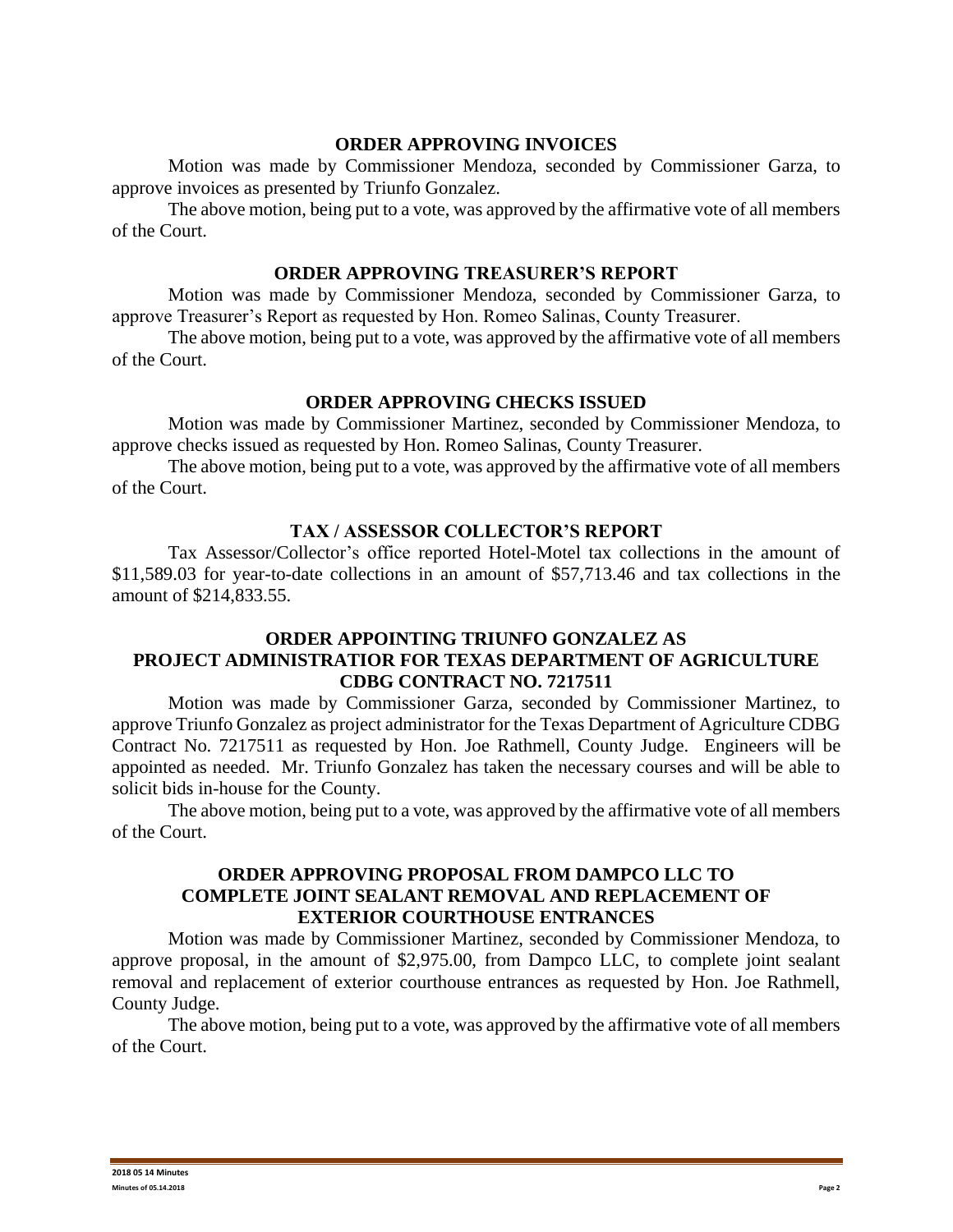## ORDER APPROVING INVOICES

Motion was made by Commissioner Mendoza, seconded by Commissioner Garza, to approve invoices as presented by Triunfo Gonzalez.

The above motion, being put to a vote, was approved by the affirmative vote of all members of the Court.

## ORDER APPROVING TREASURER'S REPORT

Motion was made by Commissioner Mendoza, seconded by Commissioner Garza, to approve Treasurer's Report as requested by Hon. Romeo Salinas, County Treasurer.

The above motion, being put to a vote, was approved by the affirmative vote of all members of the Court.

## ORDER APPROVING CHECKS ISSUED

Motion was made by Commissioner Martinez, seconded by Commissioner Mendoza, to approve checks issued as requested by Hon. Romeo Salinas, County Treasurer.

The above motion, being put to a vote, was approved by the affirmative vote of all members of the Court.

## TAX / ASSESSOR COLLECTOR'S REPORT

Tax Assessor/Collector's office reported Hotel-Motel tax collections in the amount of $11,589.03 for year-to-date collections in an amount of $57,713.46 and tax collections in the amount of $214,833.55.

## ORDER APPOINTING TRIUNFO GONZALEZ AS PROJECT ADMINISTRATIOR FOR TEXAS DEPARTMENT OF AGRICULTURE CDBG CONTRACT NO. 7217511

Motion was made by Commissioner Garza, seconded by Commissioner Martinez, to approve Triunfo Gonzalez as project administrator for the Texas Department of Agriculture CDBG Contract No. 7217511 as requested by Hon. Joe Rathmell, County Judge. Engineers will be appointed as needed. Mr. Triunfo Gonzalez has taken the necessary courses and will be able to solicit bids in-house for the County.

The above motion, being put to a vote, was approved by the affirmative vote of all members of the Court.

## ORDER APPROVING PROPOSAL FROM DAMPCO LLC TO COMPLETE JOINT SEALANT REMOVAL AND REPLACEMENT OF EXTERIOR COURTHOUSE ENTRANCES

Motion was made by Commissioner Martinez, seconded by Commissioner Mendoza, to approve proposal, in the amount of $2,975.00, from Dampco LLC, to complete joint sealant removal and replacement of exterior courthouse entrances as requested by Hon. Joe Rathmell, County Judge.

The above motion, being put to a vote, was approved by the affirmative vote of all members of the Court.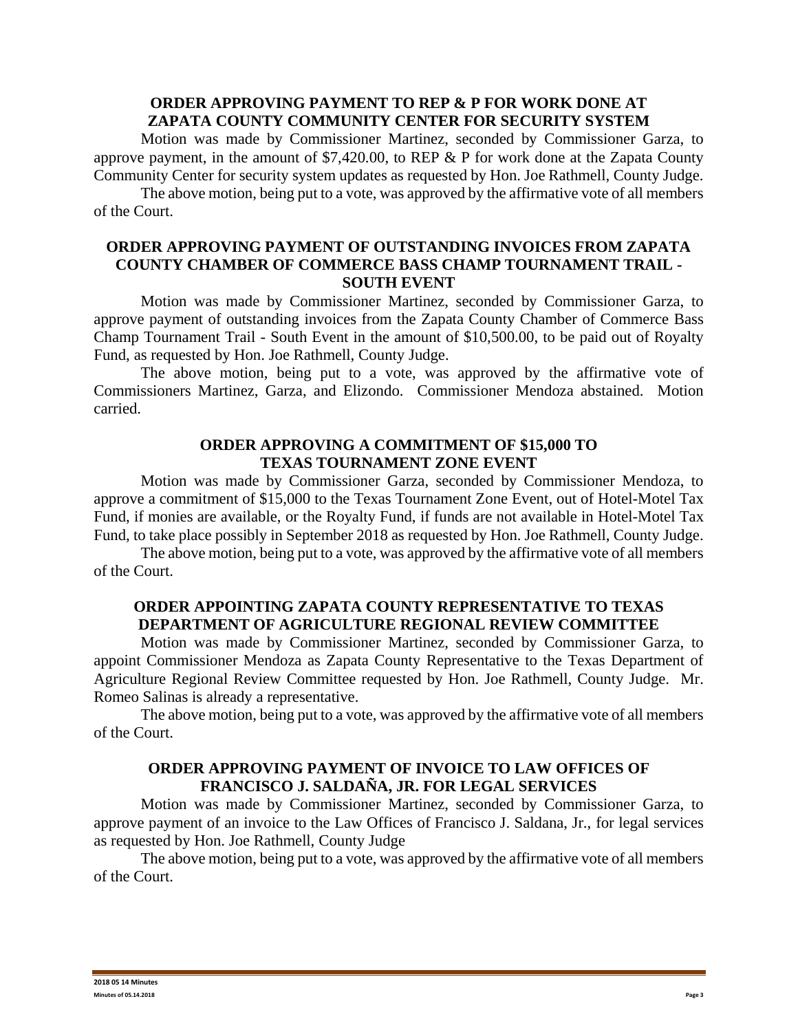## ORDER APPROVING PAYMENT TO REP & P FOR WORK DONE AT ZAPATA COUNTY COMMUNITY CENTER FOR SECURITY SYSTEM

Motion was made by Commissioner Martinez, seconded by Commissioner Garza, to approve payment, in the amount of $7,420.00, to REP & P for work done at the Zapata County Community Center for security system updates as requested by Hon. Joe Rathmell, County Judge.

The above motion, being put to a vote, was approved by the affirmative vote of all members of the Court.

## ORDER APPROVING PAYMENT OF OUTSTANDING INVOICES FROM ZAPATA COUNTY CHAMBER OF COMMERCE BASS CHAMP TOURNAMENT TRAIL - SOUTH EVENT

Motion was made by Commissioner Martinez, seconded by Commissioner Garza, to approve payment of outstanding invoices from the Zapata County Chamber of Commerce Bass Champ Tournament Trail - South Event in the amount of $10,500.00, to be paid out of Royalty Fund, as requested by Hon. Joe Rathmell, County Judge.

The above motion, being put to a vote, was approved by the affirmative vote of Commissioners Martinez, Garza, and Elizondo. Commissioner Mendoza abstained. Motion carried.

## ORDER APPROVING A COMMITMENT OF $15,000 TO TEXAS TOURNAMENT ZONE EVENT

Motion was made by Commissioner Garza, seconded by Commissioner Mendoza, to approve a commitment of $15,000 to the Texas Tournament Zone Event, out of Hotel-Motel Tax Fund, if monies are available, or the Royalty Fund, if funds are not available in Hotel-Motel Tax Fund, to take place possibly in September 2018 as requested by Hon. Joe Rathmell, County Judge.

The above motion, being put to a vote, was approved by the affirmative vote of all members of the Court.

## ORDER APPOINTING ZAPATA COUNTY REPRESENTATIVE TO TEXAS DEPARTMENT OF AGRICULTURE REGIONAL REVIEW COMMITTEE

Motion was made by Commissioner Martinez, seconded by Commissioner Garza, to appoint Commissioner Mendoza as Zapata County Representative to the Texas Department of Agriculture Regional Review Committee requested by Hon. Joe Rathmell, County Judge. Mr. Romeo Salinas is already a representative.

The above motion, being put to a vote, was approved by the affirmative vote of all members of the Court.

## ORDER APPROVING PAYMENT OF INVOICE TO LAW OFFICES OF FRANCISCO J. SALDAÑA, JR. FOR LEGAL SERVICES

Motion was made by Commissioner Martinez, seconded by Commissioner Garza, to approve payment of an invoice to the Law Offices of Francisco J. Saldana, Jr., for legal services as requested by Hon. Joe Rathmell, County Judge

The above motion, being put to a vote, was approved by the affirmative vote of all members of the Court.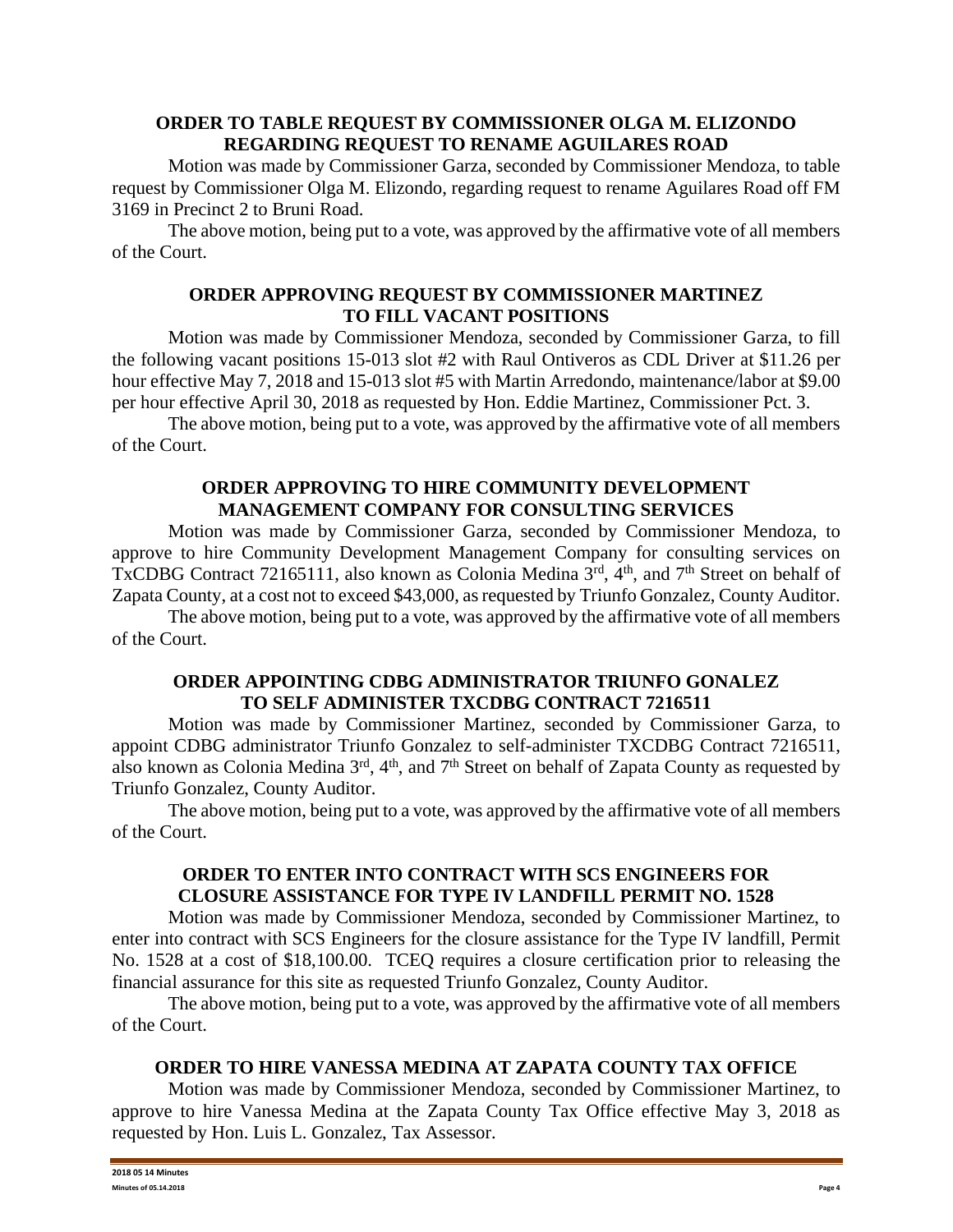**ORDER TO TABLE REQUEST BY COMMISSIONER OLGA M. ELIZONDO REGARDING REQUEST TO RENAME AGUILARES ROAD**

Motion was made by Commissioner Garza, seconded by Commissioner Mendoza, to table request by Commissioner Olga M. Elizondo, regarding request to rename Aguilares Road off FM 3169 in Precinct 2 to Bruni Road.

The above motion, being put to a vote, was approved by the affirmative vote of all members of the Court.

**ORDER APPROVING REQUEST BY COMMISSIONER MARTINEZ TO FILL VACANT POSITIONS**

Motion was made by Commissioner Mendoza, seconded by Commissioner Garza, to fill the following vacant positions 15-013 slot #2 with Raul Ontiveros as CDL Driver at $11.26 per hour effective May 7, 2018 and 15-013 slot #5 with Martin Arredondo, maintenance/labor at $9.00 per hour effective April 30, 2018 as requested by Hon. Eddie Martinez, Commissioner Pct. 3.

The above motion, being put to a vote, was approved by the affirmative vote of all members of the Court.

**ORDER APPROVING TO HIRE COMMUNITY DEVELOPMENT MANAGEMENT COMPANY FOR CONSULTING SERVICES**

Motion was made by Commissioner Garza, seconded by Commissioner Mendoza, to approve to hire Community Development Management Company for consulting services on TxCDBG Contract 72165111, also known as Colonia Medina 3rd, 4th, and 7th Street on behalf of Zapata County, at a cost not to exceed $43,000, as requested by Triunfo Gonzalez, County Auditor.

The above motion, being put to a vote, was approved by the affirmative vote of all members of the Court.

**ORDER APPOINTING CDBG ADMINISTRATOR TRIUNFO GONALEZ TO SELF ADMINISTER TXCDBG CONTRACT 7216511**

Motion was made by Commissioner Martinez, seconded by Commissioner Garza, to appoint CDBG administrator Triunfo Gonzalez to self-administer TXCDBG Contract 7216511, also known as Colonia Medina 3rd, 4th, and 7th Street on behalf of Zapata County as requested by Triunfo Gonzalez, County Auditor.

The above motion, being put to a vote, was approved by the affirmative vote of all members of the Court.

**ORDER TO ENTER INTO CONTRACT WITH SCS ENGINEERS FOR CLOSURE ASSISTANCE FOR TYPE IV LANDFILL PERMIT NO. 1528**

Motion was made by Commissioner Mendoza, seconded by Commissioner Martinez, to enter into contract with SCS Engineers for the closure assistance for the Type IV landfill, Permit No. 1528 at a cost of $18,100.00. TCEQ requires a closure certification prior to releasing the financial assurance for this site as requested Triunfo Gonzalez, County Auditor.

The above motion, being put to a vote, was approved by the affirmative vote of all members of the Court.

**ORDER TO HIRE VANESSA MEDINA AT ZAPATA COUNTY TAX OFFICE**

Motion was made by Commissioner Mendoza, seconded by Commissioner Martinez, to approve to hire Vanessa Medina at the Zapata County Tax Office effective May 3, 2018 as requested by Hon. Luis L. Gonzalez, Tax Assessor.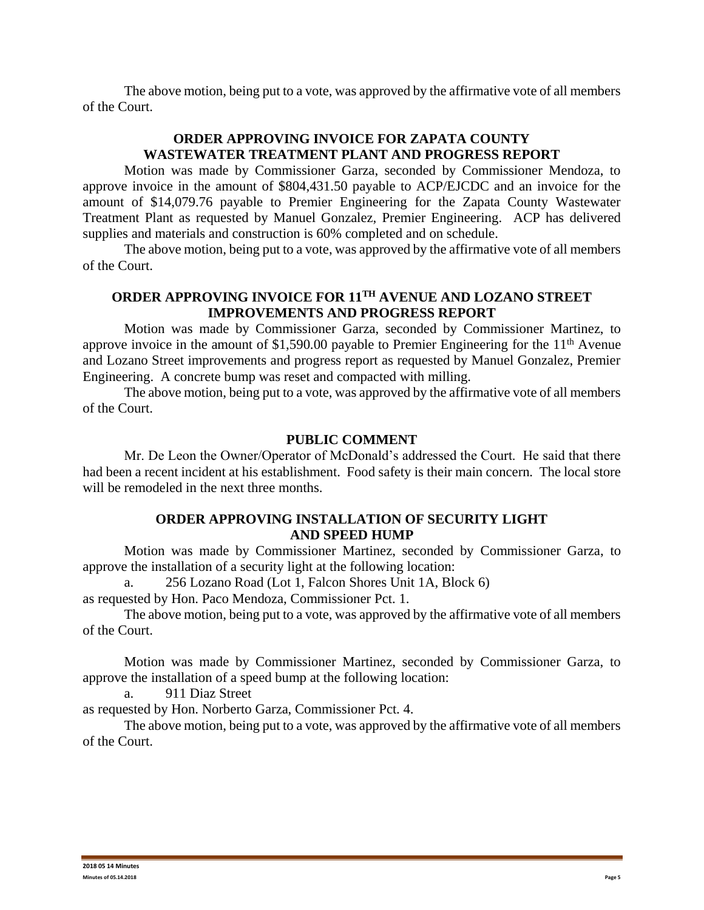The above motion, being put to a vote, was approved by the affirmative vote of all members of the Court.

## ORDER APPROVING INVOICE FOR ZAPATA COUNTY WASTEWATER TREATMENT PLANT AND PROGRESS REPORT

Motion was made by Commissioner Garza, seconded by Commissioner Mendoza, to approve invoice in the amount of $804,431.50 payable to ACP/EJCDC and an invoice for the amount of $14,079.76 payable to Premier Engineering for the Zapata County Wastewater Treatment Plant as requested by Manuel Gonzalez, Premier Engineering. ACP has delivered supplies and materials and construction is 60% completed and on schedule.

The above motion, being put to a vote, was approved by the affirmative vote of all members of the Court.

## ORDER APPROVING INVOICE FOR 11TH AVENUE AND LOZANO STREET IMPROVEMENTS AND PROGRESS REPORT

Motion was made by Commissioner Garza, seconded by Commissioner Martinez, to approve invoice in the amount of $1,590.00 payable to Premier Engineering for the 11th Avenue and Lozano Street improvements and progress report as requested by Manuel Gonzalez, Premier Engineering. A concrete bump was reset and compacted with milling.

The above motion, being put to a vote, was approved by the affirmative vote of all members of the Court.

## PUBLIC COMMENT

Mr. De Leon the Owner/Operator of McDonald's addressed the Court. He said that there had been a recent incident at his establishment. Food safety is their main concern. The local store will be remodeled in the next three months.

## ORDER APPROVING INSTALLATION OF SECURITY LIGHT AND SPEED HUMP

Motion was made by Commissioner Martinez, seconded by Commissioner Garza, to approve the installation of a security light at the following location:

a. 256 Lozano Road (Lot 1, Falcon Shores Unit 1A, Block 6)

as requested by Hon. Paco Mendoza, Commissioner Pct. 1.

The above motion, being put to a vote, was approved by the affirmative vote of all members of the Court.

Motion was made by Commissioner Martinez, seconded by Commissioner Garza, to approve the installation of a speed bump at the following location:

a. 911 Diaz Street

as requested by Hon. Norberto Garza, Commissioner Pct. 4.

The above motion, being put to a vote, was approved by the affirmative vote of all members of the Court.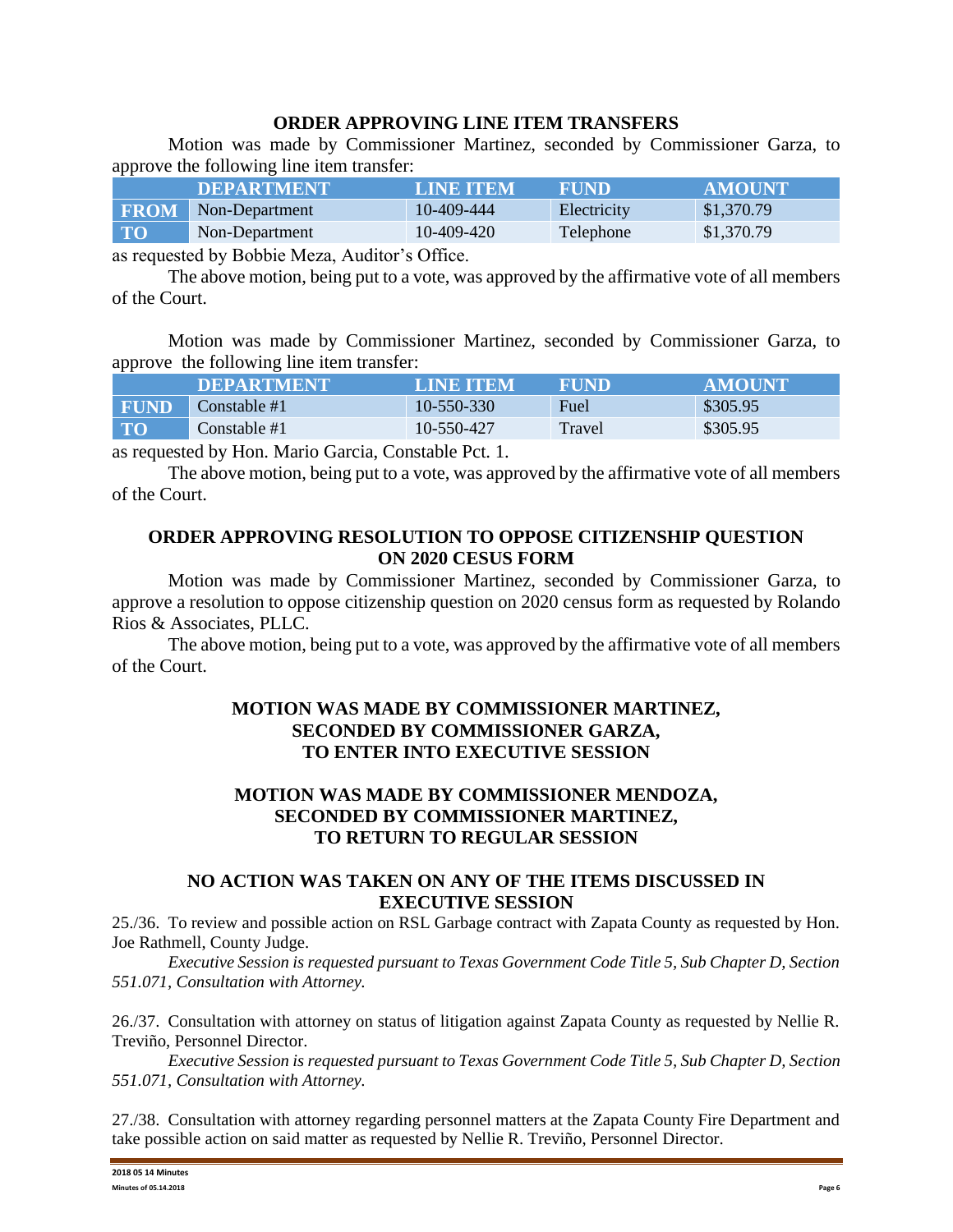### ORDER APPROVING LINE ITEM TRANSFERS

Motion was made by Commissioner Martinez, seconded by Commissioner Garza, to approve the following line item transfer:

| | DEPARTMENT | LINE ITEM | FUND | AMOUNT |
|---|---|---|---|---|
| FROM | Non-Department | 10-409-444 | Electricity | $1,370.79 |
| TO | Non-Department | 10-409-420 | Telephone | $1,370.79 |

as requested by Bobbie Meza, Auditor's Office.

The above motion, being put to a vote, was approved by the affirmative vote of all members of the Court.

Motion was made by Commissioner Martinez, seconded by Commissioner Garza, to approve the following line item transfer:

| | DEPARTMENT | LINE ITEM | FUND | AMOUNT |
|---|---|---|---|---|
| FUND | Constable #1 | 10-550-330 | Fuel | $305.95 |
| TO | Constable #1 | 10-550-427 | Travel | $305.95 |

as requested by Hon. Mario Garcia, Constable Pct. 1.

The above motion, being put to a vote, was approved by the affirmative vote of all members of the Court.

### ORDER APPROVING RESOLUTION TO OPPOSE CITIZENSHIP QUESTION ON 2020 CESUS FORM

Motion was made by Commissioner Martinez, seconded by Commissioner Garza, to approve a resolution to oppose citizenship question on 2020 census form as requested by Rolando Rios & Associates, PLLC.

The above motion, being put to a vote, was approved by the affirmative vote of all members of the Court.

### MOTION WAS MADE BY COMMISSIONER MARTINEZ, SECONDED BY COMMISSIONER GARZA, TO ENTER INTO EXECUTIVE SESSION

### MOTION WAS MADE BY COMMISSIONER MENDOZA, SECONDED BY COMMISSIONER MARTINEZ, TO RETURN TO REGULAR SESSION

### NO ACTION WAS TAKEN ON ANY OF THE ITEMS DISCUSSED IN EXECUTIVE SESSION

25./36. To review and possible action on RSL Garbage contract with Zapata County as requested by Hon. Joe Rathmell, County Judge.

*Executive Session is requested pursuant to Texas Government Code Title 5, Sub Chapter D, Section 551.071, Consultation with Attorney.*

26./37. Consultation with attorney on status of litigation against Zapata County as requested by Nellie R. Treviño, Personnel Director.

*Executive Session is requested pursuant to Texas Government Code Title 5, Sub Chapter D, Section 551.071, Consultation with Attorney.*

27./38. Consultation with attorney regarding personnel matters at the Zapata County Fire Department and take possible action on said matter as requested by Nellie R. Treviño, Personnel Director.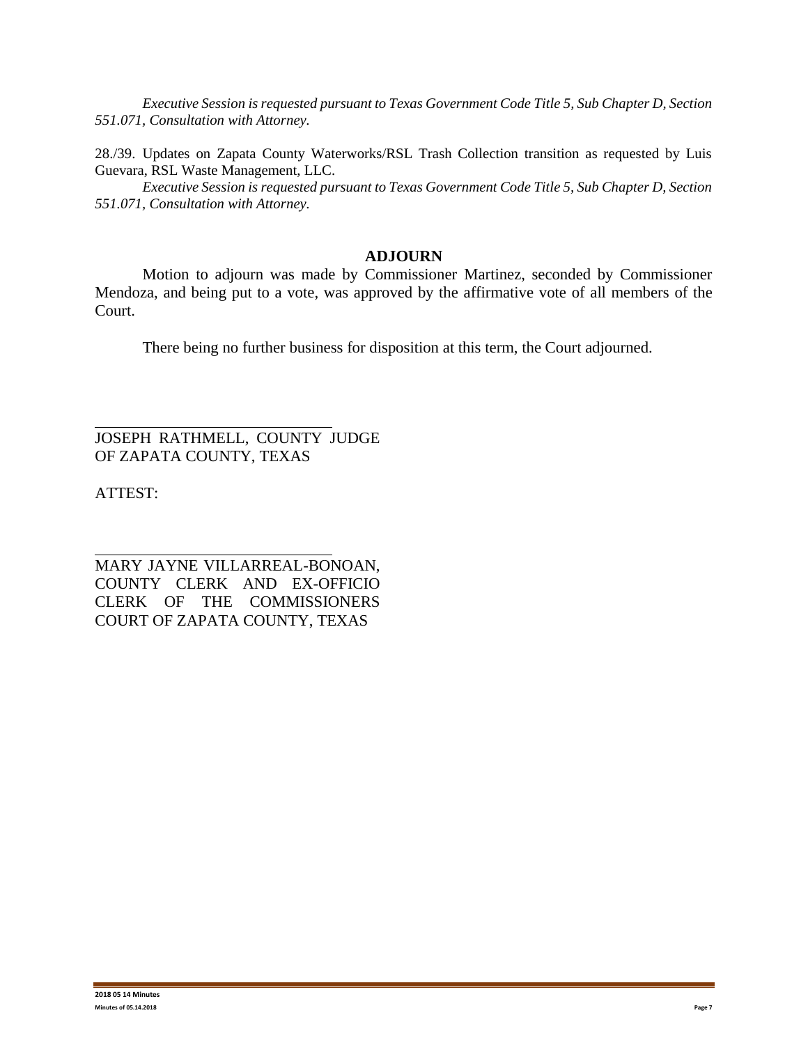*Executive Session is requested pursuant to Texas Government Code Title 5, Sub Chapter D, Section 551.071, Consultation with Attorney.*

28./39. Updates on Zapata County Waterworks/RSL Trash Collection transition as requested by Luis Guevara, RSL Waste Management, LLC.

*Executive Session is requested pursuant to Texas Government Code Title 5, Sub Chapter D, Section 551.071, Consultation with Attorney.*

## ADJOURN

Motion to adjourn was made by Commissioner Martinez, seconded by Commissioner Mendoza, and being put to a vote, was approved by the affirmative vote of all members of the Court.

There being no further business for disposition at this term, the Court adjourned.

\_\_\_\_\_\_\_\_\_\_\_\_\_\_\_\_\_\_\_\_\_\_\_\_\_\_\_\_\_\_

JOSEPH RATHMELL, COUNTY JUDGE OF ZAPATA COUNTY, TEXAS

ATTEST:

\_\_\_\_\_\_\_\_\_\_\_\_\_\_\_\_\_\_\_\_\_\_\_\_\_\_\_\_\_\_

MARY JAYNE VILLARREAL-BONOAN, COUNTY CLERK AND EX-OFFICIO CLERK OF THE COMMISSIONERS COURT OF ZAPATA COUNTY, TEXAS